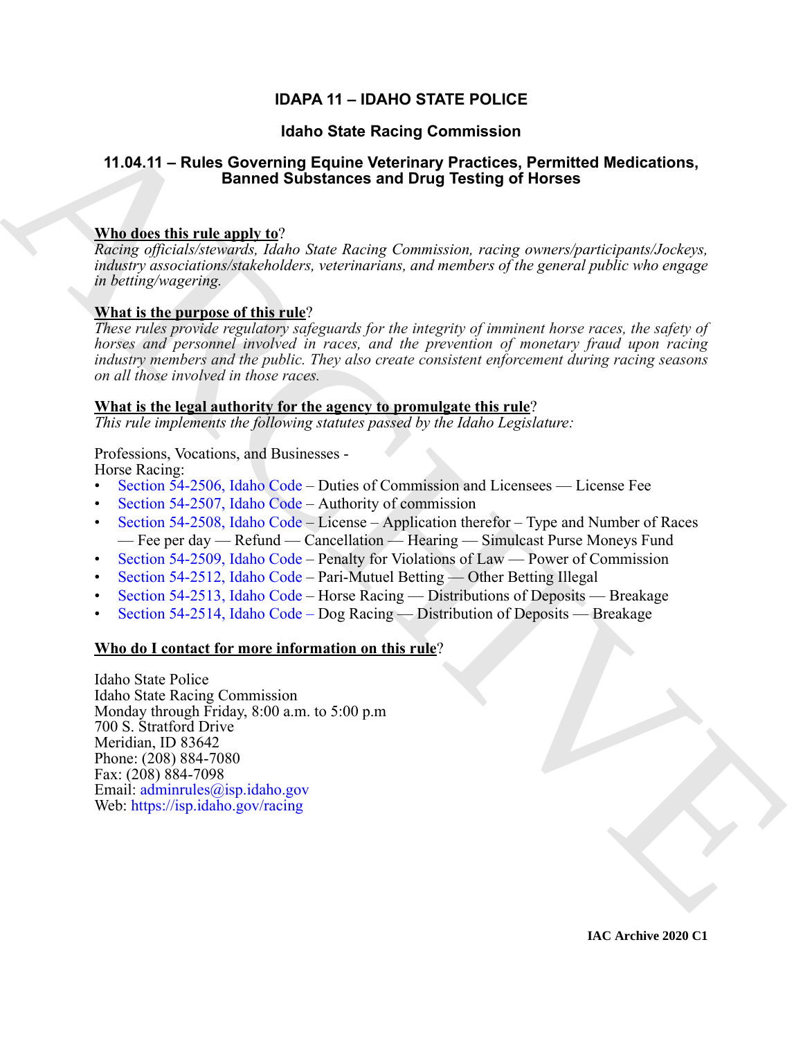# IDAPA 11 – IDAHO STATE POLICE

## Idaho State Racing Commission

## 11.04.11 – Rules Governing Equine Veterinary Practices, Permitted Medications, Banned Substances and Drug Testing of Horses

**Who does this rule apply to**?

*Racing officials/stewards, Idaho State Racing Commission, racing owners/participants/Jockeys, industry associations/stakeholders, veterinarians, and members of the general public who engage in betting/wagering.*

**What is the purpose of this rule**?

*These rules provide regulatory safeguards for the integrity of imminent horse races, the safety of horses and personnel involved in races, and the prevention of monetary fraud upon racing industry members and the public. They also create consistent enforcement during racing seasons on all those involved in those races.*

**What is the legal authority for the agency to promulgate this rule**?

*This rule implements the following statutes passed by the Idaho Legislature:*

Professions, Vocations, and Businesses -
Horse Racing:

- Section 54-2506, Idaho Code – Duties of Commission and Licensees — License Fee
- Section 54-2507, Idaho Code – Authority of commission
- Section 54-2508, Idaho Code – License – Application therefor – Type and Number of Races — Fee per day — Refund — Cancellation — Hearing — Simulcast Purse Moneys Fund
- Section 54-2509, Idaho Code – Penalty for Violations of Law — Power of Commission
- Section 54-2512, Idaho Code – Pari-Mutuel Betting — Other Betting Illegal
- Section 54-2513, Idaho Code – Horse Racing — Distributions of Deposits — Breakage
- Section 54-2514, Idaho Code – Dog Racing — Distribution of Deposits — Breakage

**Who do I contact for more information on this rule**?

Idaho State Police
Idaho State Racing Commission
Monday through Friday, 8:00 a.m. to 5:00 p.m
700 S. Stratford Drive
Meridian, ID 83642
Phone: (208) 884-7080
Fax: (208) 884-7098
Email: adminrules@isp.idaho.gov
Web: https://isp.idaho.gov/racing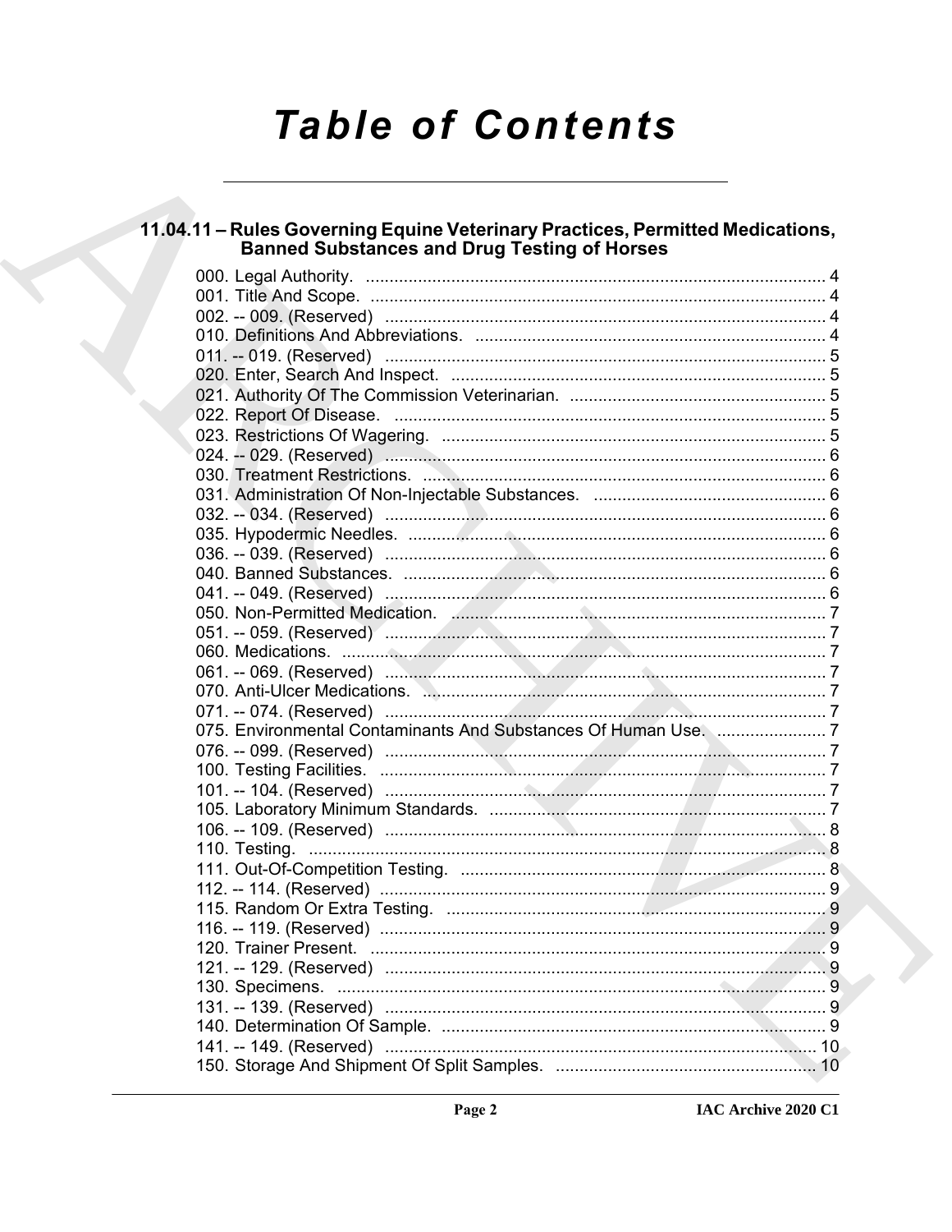# Table of Contents

## 11.04.11 – Rules Governing Equine Veterinary Practices, Permitted Medications, Banned Substances and Drug Testing of Horses

000. Legal Authority. ... 4
001. Title And Scope. ... 4
002. -- 009. (Reserved) ... 4
010. Definitions And Abbreviations. ... 4
011. -- 019. (Reserved) ... 5
020. Enter, Search And Inspect. ... 5
021. Authority Of The Commission Veterinarian. ... 5
022. Report Of Disease. ... 5
023. Restrictions Of Wagering. ... 5
024. -- 029. (Reserved) ... 6
030. Treatment Restrictions. ... 6
031. Administration Of Non-Injectable Substances. ... 6
032. -- 034. (Reserved) ... 6
035. Hypodermic Needles. ... 6
036. -- 039. (Reserved) ... 6
040. Banned Substances. ... 6
041. -- 049. (Reserved) ... 6
050. Non-Permitted Medication. ... 7
051. -- 059. (Reserved) ... 7
060. Medications. ... 7
061. -- 069. (Reserved) ... 7
070. Anti-Ulcer Medications. ... 7
071. -- 074. (Reserved) ... 7
075. Environmental Contaminants And Substances Of Human Use. ... 7
076. -- 099. (Reserved) ... 7
100. Testing Facilities. ... 7
101. -- 104. (Reserved) ... 7
105. Laboratory Minimum Standards. ... 7
106. -- 109. (Reserved) ... 8
110. Testing. ... 8
111. Out-Of-Competition Testing. ... 8
112. -- 114. (Reserved) ... 9
115. Random Or Extra Testing. ... 9
116. -- 119. (Reserved) ... 9
120. Trainer Present. ... 9
121. -- 129. (Reserved) ... 9
130. Specimens. ... 9
131. -- 139. (Reserved) ... 9
140. Determination Of Sample. ... 9
141. -- 149. (Reserved) ... 10
150. Storage And Shipment Of Split Samples. ... 10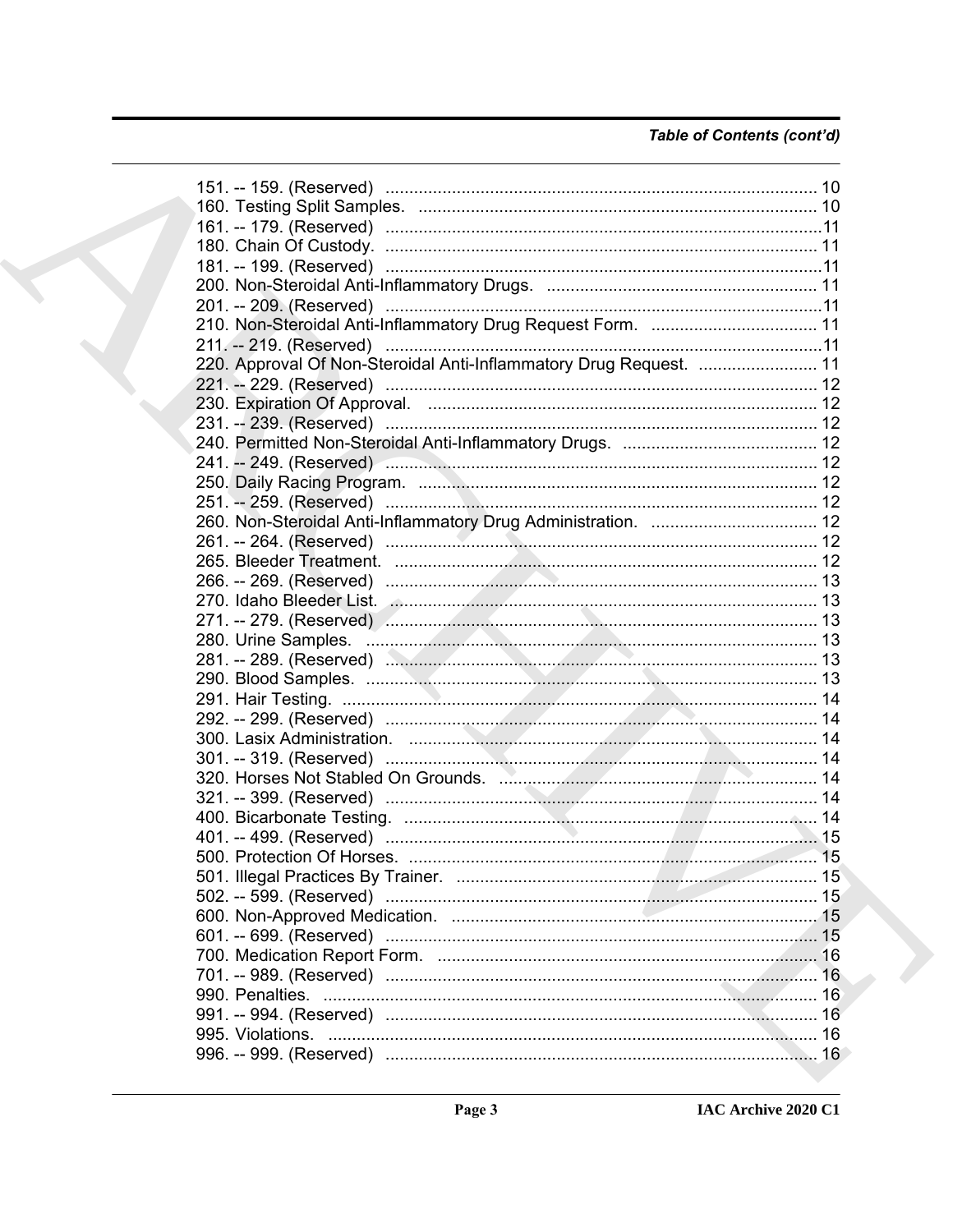*Table of Contents (cont'd)*

151. -- 159. (Reserved) .......... 10
160. Testing Split Samples. .......... 10
161. -- 179. (Reserved) .......... 11
180. Chain Of Custody. .......... 11
181. -- 199. (Reserved) .......... 11
200. Non-Steroidal Anti-Inflammatory Drugs. .......... 11
201. -- 209. (Reserved) .......... 11
210. Non-Steroidal Anti-Inflammatory Drug Request Form. .......... 11
211. -- 219. (Reserved) .......... 11
220. Approval Of Non-Steroidal Anti-Inflammatory Drug Request. .......... 11
221. -- 229. (Reserved) .......... 12
230. Expiration Of Approval. .......... 12
231. -- 239. (Reserved) .......... 12
240. Permitted Non-Steroidal Anti-Inflammatory Drugs. .......... 12
241. -- 249. (Reserved) .......... 12
250. Daily Racing Program. .......... 12
251. -- 259. (Reserved) .......... 12
260. Non-Steroidal Anti-Inflammatory Drug Administration. .......... 12
261. -- 264. (Reserved) .......... 12
265. Bleeder Treatment. .......... 12
266. -- 269. (Reserved) .......... 13
270. Idaho Bleeder List. .......... 13
271. -- 279. (Reserved) .......... 13
280. Urine Samples. .......... 13
281. -- 289. (Reserved) .......... 13
290. Blood Samples. .......... 13
291. Hair Testing. .......... 14
292. -- 299. (Reserved) .......... 14
300. Lasix Administration. .......... 14
301. -- 319. (Reserved) .......... 14
320. Horses Not Stabled On Grounds. .......... 14
321. -- 399. (Reserved) .......... 14
400. Bicarbonate Testing. .......... 14
401. -- 499. (Reserved) .......... 15
500. Protection Of Horses. .......... 15
501. Illegal Practices By Trainer. .......... 15
502. -- 599. (Reserved) .......... 15
600. Non-Approved Medication. .......... 15
601. -- 699. (Reserved) .......... 15
700. Medication Report Form. .......... 16
701. -- 989. (Reserved) .......... 16
990. Penalties. .......... 16
991. -- 994. (Reserved) .......... 16
995. Violations. .......... 16
996. -- 999. (Reserved) .......... 16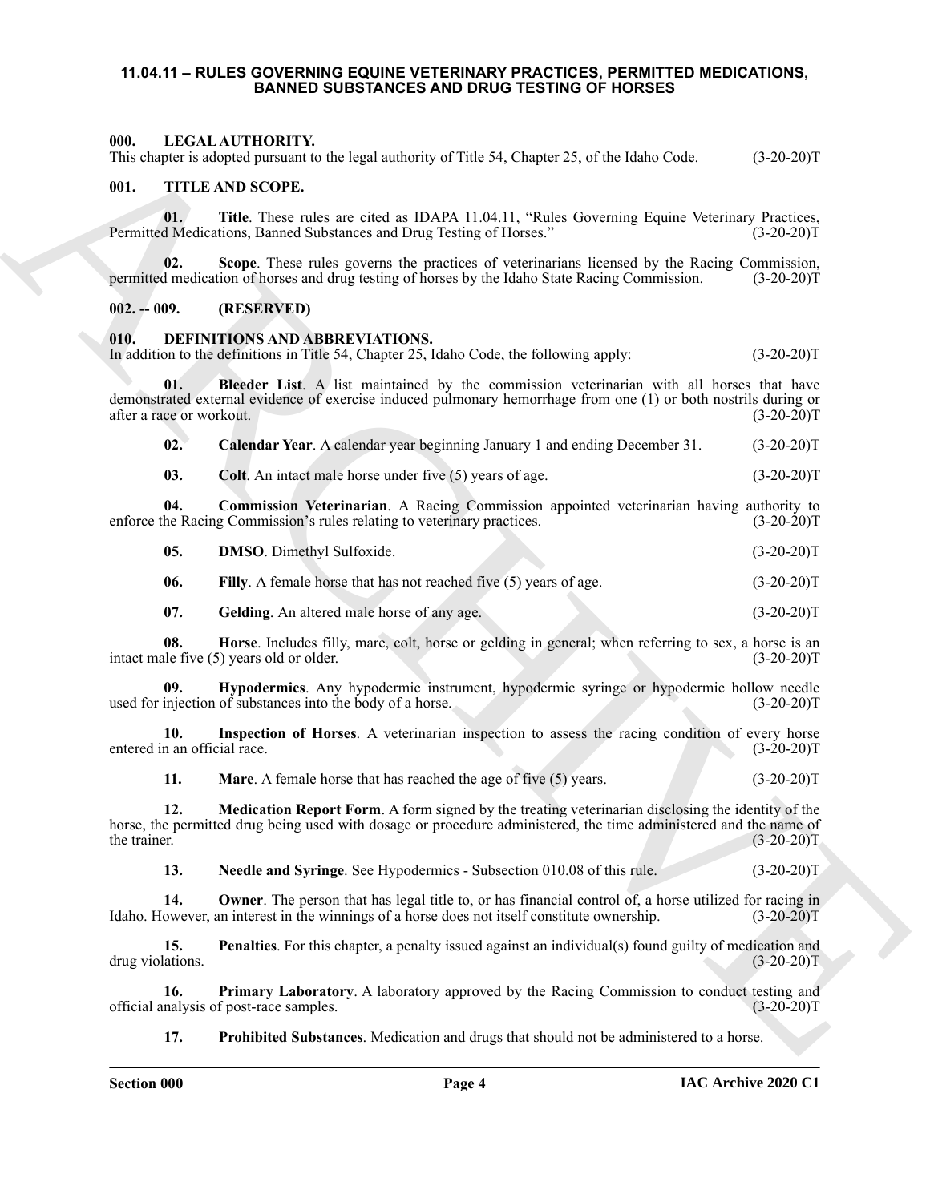# 11.04.11 – RULES GOVERNING EQUINE VETERINARY PRACTICES, PERMITTED MEDICATIONS, BANNED SUBSTANCES AND DRUG TESTING OF HORSES

## 000. LEGAL AUTHORITY.

This chapter is adopted pursuant to the legal authority of Title 54, Chapter 25, of the Idaho Code. (3-20-20)T

## 001. TITLE AND SCOPE.

**01. Title**. These rules are cited as IDAPA 11.04.11, "Rules Governing Equine Veterinary Practices, Permitted Medications, Banned Substances and Drug Testing of Horses." (3-20-20)T

**02. Scope**. These rules governs the practices of veterinarians licensed by the Racing Commission, permitted medication of horses and drug testing of horses by the Idaho State Racing Commission. (3-20-20)T

## 002. -- 009. (RESERVED)

## 010. DEFINITIONS AND ABBREVIATIONS.

In addition to the definitions in Title 54, Chapter 25, Idaho Code, the following apply: (3-20-20)T

**01. Bleeder List**. A list maintained by the commission veterinarian with all horses that have demonstrated external evidence of exercise induced pulmonary hemorrhage from one (1) or both nostrils during or after a race or workout. (3-20-20)T

**02. Calendar Year**. A calendar year beginning January 1 and ending December 31. (3-20-20)T

**03. Colt**. An intact male horse under five (5) years of age. (3-20-20)T

**04. Commission Veterinarian**. A Racing Commission appointed veterinarian having authority to enforce the Racing Commission's rules relating to veterinary practices. (3-20-20)T

**05. DMSO**. Dimethyl Sulfoxide. (3-20-20)T

**06. Filly**. A female horse that has not reached five (5) years of age. (3-20-20)T

**07. Gelding**. An altered male horse of any age. (3-20-20)T

**08. Horse**. Includes filly, mare, colt, horse or gelding in general; when referring to sex, a horse is an intact male five (5) years old or older. (3-20-20)T

**09. Hypodermics**. Any hypodermic instrument, hypodermic syringe or hypodermic hollow needle used for injection of substances into the body of a horse. (3-20-20)T

**10. Inspection of Horses**. A veterinarian inspection to assess the racing condition of every horse entered in an official race. (3-20-20)T

**11. Mare**. A female horse that has reached the age of five (5) years. (3-20-20)T

**12. Medication Report Form**. A form signed by the treating veterinarian disclosing the identity of the horse, the permitted drug being used with dosage or procedure administered, the time administered and the name of the trainer. (3-20-20)T

**13. Needle and Syringe**. See Hypodermics - Subsection 010.08 of this rule. (3-20-20)T

**14. Owner**. The person that has legal title to, or has financial control of, a horse utilized for racing in Idaho. However, an interest in the winnings of a horse does not itself constitute ownership. (3-20-20)T

**15. Penalties**. For this chapter, a penalty issued against an individual(s) found guilty of medication and drug violations. (3-20-20)T

**16. Primary Laboratory**. A laboratory approved by the Racing Commission to conduct testing and official analysis of post-race samples. (3-20-20)T

**17. Prohibited Substances**. Medication and drugs that should not be administered to a horse.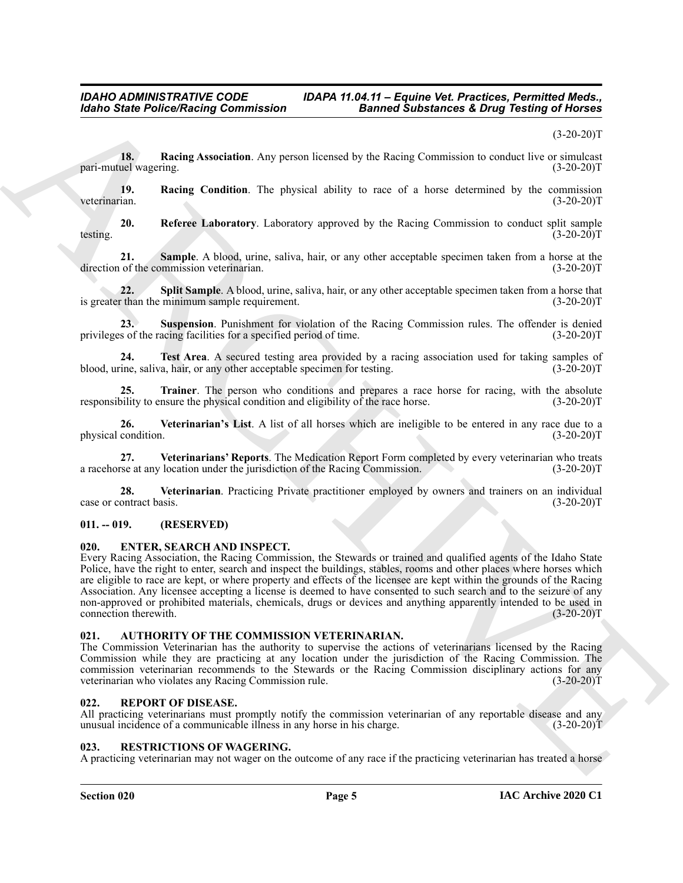(3-20-20)T

**18. Racing Association**. Any person licensed by the Racing Commission to conduct live or simulcast pari-mutuel wagering. (3-20-20)T

**19. Racing Condition**. The physical ability to race of a horse determined by the commission veterinarian. (3-20-20)T

**20. Referee Laboratory**. Laboratory approved by the Racing Commission to conduct split sample testing. (3-20-20)T

**21. Sample**. A blood, urine, saliva, hair, or any other acceptable specimen taken from a horse at the direction of the commission veterinarian. (3-20-20)T

**22. Split Sample**. A blood, urine, saliva, hair, or any other acceptable specimen taken from a horse that is greater than the minimum sample requirement. (3-20-20)T

**23. Suspension**. Punishment for violation of the Racing Commission rules. The offender is denied privileges of the racing facilities for a specified period of time. (3-20-20)T

**24. Test Area**. A secured testing area provided by a racing association used for taking samples of blood, urine, saliva, hair, or any other acceptable specimen for testing. (3-20-20)T

**25. Trainer**. The person who conditions and prepares a race horse for racing, with the absolute responsibility to ensure the physical condition and eligibility of the race horse. (3-20-20)T

**26. Veterinarian's List**. A list of all horses which are ineligible to be entered in any race due to a physical condition. (3-20-20)T

**27. Veterinarians' Reports**. The Medication Report Form completed by every veterinarian who treats a racehorse at any location under the jurisdiction of the Racing Commission. (3-20-20)T

**28. Veterinarian**. Practicing Private practitioner employed by owners and trainers on an individual case or contract basis. (3-20-20)T

### 011. -- 019. (RESERVED)

### 020. ENTER, SEARCH AND INSPECT.

Every Racing Association, the Racing Commission, the Stewards or trained and qualified agents of the Idaho State Police, have the right to enter, search and inspect the buildings, stables, rooms and other places where horses which are eligible to race are kept, or where property and effects of the licensee are kept within the grounds of the Racing Association. Any licensee accepting a license is deemed to have consented to such search and to the seizure of any non-approved or prohibited materials, chemicals, drugs or devices and anything apparently intended to be used in connection therewith. (3-20-20)T

### 021. AUTHORITY OF THE COMMISSION VETERINARIAN.

The Commission Veterinarian has the authority to supervise the actions of veterinarians licensed by the Racing Commission while they are practicing at any location under the jurisdiction of the Racing Commission. The commission veterinarian recommends to the Stewards or the Racing Commission disciplinary actions for any veterinarian who violates any Racing Commission rule. (3-20-20)T

### 022. REPORT OF DISEASE.

All practicing veterinarians must promptly notify the commission veterinarian of any reportable disease and any unusual incidence of a communicable illness in any horse in his charge. (3-20-20)T

### 023. RESTRICTIONS OF WAGERING.

A practicing veterinarian may not wager on the outcome of any race if the practicing veterinarian has treated a horse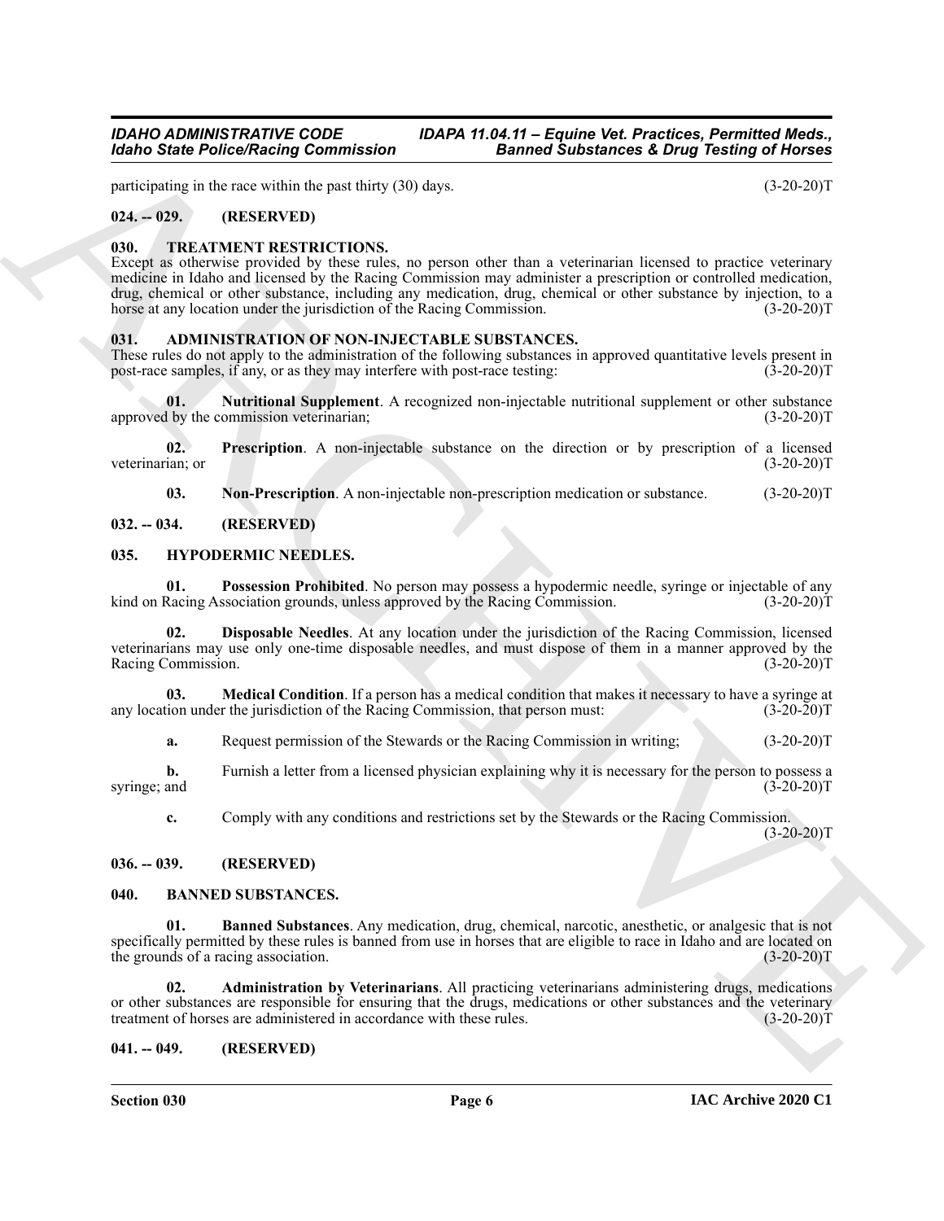participating in the race within the past thirty (30) days. (3-20-20)T

### 024. -- 029. (RESERVED)

### 030. TREATMENT RESTRICTIONS.

Except as otherwise provided by these rules, no person other than a veterinarian licensed to practice veterinary medicine in Idaho and licensed by the Racing Commission may administer a prescription or controlled medication, drug, chemical or other substance, including any medication, drug, chemical or other substance by injection, to a horse at any location under the jurisdiction of the Racing Commission. (3-20-20)T

### 031. ADMINISTRATION OF NON-INJECTABLE SUBSTANCES.

These rules do not apply to the administration of the following substances in approved quantitative levels present in post-race samples, if any, or as they may interfere with post-race testing: (3-20-20)T

**01. Nutritional Supplement**. A recognized non-injectable nutritional supplement or other substance approved by the commission veterinarian; (3-20-20)T

**02. Prescription**. A non-injectable substance on the direction or by prescription of a licensed veterinarian; or (3-20-20)T

**03. Non-Prescription**. A non-injectable non-prescription medication or substance. (3-20-20)T

### 032. -- 034. (RESERVED)

### 035. HYPODERMIC NEEDLES.

**01. Possession Prohibited**. No person may possess a hypodermic needle, syringe or injectable of any kind on Racing Association grounds, unless approved by the Racing Commission. (3-20-20)T

**02. Disposable Needles**. At any location under the jurisdiction of the Racing Commission, licensed veterinarians may use only one-time disposable needles, and must dispose of them in a manner approved by the Racing Commission. (3-20-20)T

**03. Medical Condition**. If a person has a medical condition that makes it necessary to have a syringe at any location under the jurisdiction of the Racing Commission, that person must: (3-20-20)T

**a.** Request permission of the Stewards or the Racing Commission in writing; (3-20-20)T

**b.** Furnish a letter from a licensed physician explaining why it is necessary for the person to possess a syringe; and (3-20-20)T

**c.** Comply with any conditions and restrictions set by the Stewards or the Racing Commission. (3-20-20)T

### 036. -- 039. (RESERVED)

### 040. BANNED SUBSTANCES.

**01. Banned Substances**. Any medication, drug, chemical, narcotic, anesthetic, or analgesic that is not specifically permitted by these rules is banned from use in horses that are eligible to race in Idaho and are located on the grounds of a racing association. (3-20-20)T

**02. Administration by Veterinarians**. All practicing veterinarians administering drugs, medications or other substances are responsible for ensuring that the drugs, medications or other substances and the veterinary treatment of horses are administered in accordance with these rules. (3-20-20)T

### 041. -- 049. (RESERVED)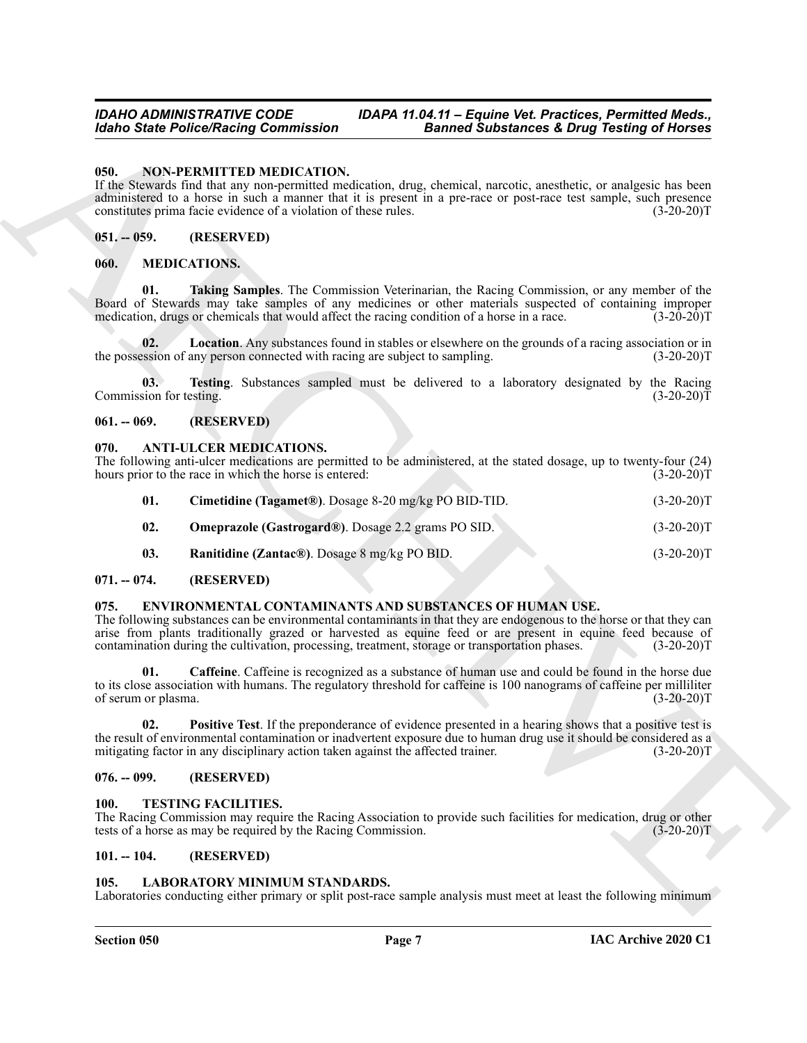### 050. NON-PERMITTED MEDICATION.

If the Stewards find that any non-permitted medication, drug, chemical, narcotic, anesthetic, or analgesic has been administered to a horse in such a manner that it is present in a pre-race or post-race test sample, such presence constitutes prima facie evidence of a violation of these rules. (3-20-20)T

### 051. -- 059. (RESERVED)

### 060. MEDICATIONS.

**01. Taking Samples**. The Commission Veterinarian, the Racing Commission, or any member of the Board of Stewards may take samples of any medicines or other materials suspected of containing improper medication, drugs or chemicals that would affect the racing condition of a horse in a race. (3-20-20)T

**02. Location**. Any substances found in stables or elsewhere on the grounds of a racing association or in the possession of any person connected with racing are subject to sampling. (3-20-20)T

**03. Testing**. Substances sampled must be delivered to a laboratory designated by the Racing Commission for testing. (3-20-20)T

### 061. -- 069. (RESERVED)

### 070. ANTI-ULCER MEDICATIONS.

The following anti-ulcer medications are permitted to be administered, at the stated dosage, up to twenty-four (24) hours prior to the race in which the horse is entered: (3-20-20)T

**01. Cimetidine (Tagamet®)**. Dosage 8-20 mg/kg PO BID-TID. (3-20-20)T

**02. Omeprazole (Gastrogard®)**. Dosage 2.2 grams PO SID. (3-20-20)T

**03. Ranitidine (Zantac®)**. Dosage 8 mg/kg PO BID. (3-20-20)T

### 071. -- 074. (RESERVED)

### 075. ENVIRONMENTAL CONTAMINANTS AND SUBSTANCES OF HUMAN USE.

The following substances can be environmental contaminants in that they are endogenous to the horse or that they can arise from plants traditionally grazed or harvested as equine feed or are present in equine feed because of contamination during the cultivation, processing, treatment, storage or transportation phases. (3-20-20)T

**01. Caffeine**. Caffeine is recognized as a substance of human use and could be found in the horse due to its close association with humans. The regulatory threshold for caffeine is 100 nanograms of caffeine per milliliter of serum or plasma. (3-20-20)T

**02. Positive Test**. If the preponderance of evidence presented in a hearing shows that a positive test is the result of environmental contamination or inadvertent exposure due to human drug use it should be considered as a mitigating factor in any disciplinary action taken against the affected trainer. (3-20-20)T

### 076. -- 099. (RESERVED)

### 100. TESTING FACILITIES.

The Racing Commission may require the Racing Association to provide such facilities for medication, drug or other tests of a horse as may be required by the Racing Commission. (3-20-20)T

### 101. -- 104. (RESERVED)

### 105. LABORATORY MINIMUM STANDARDS.

Laboratories conducting either primary or split post-race sample analysis must meet at least the following minimum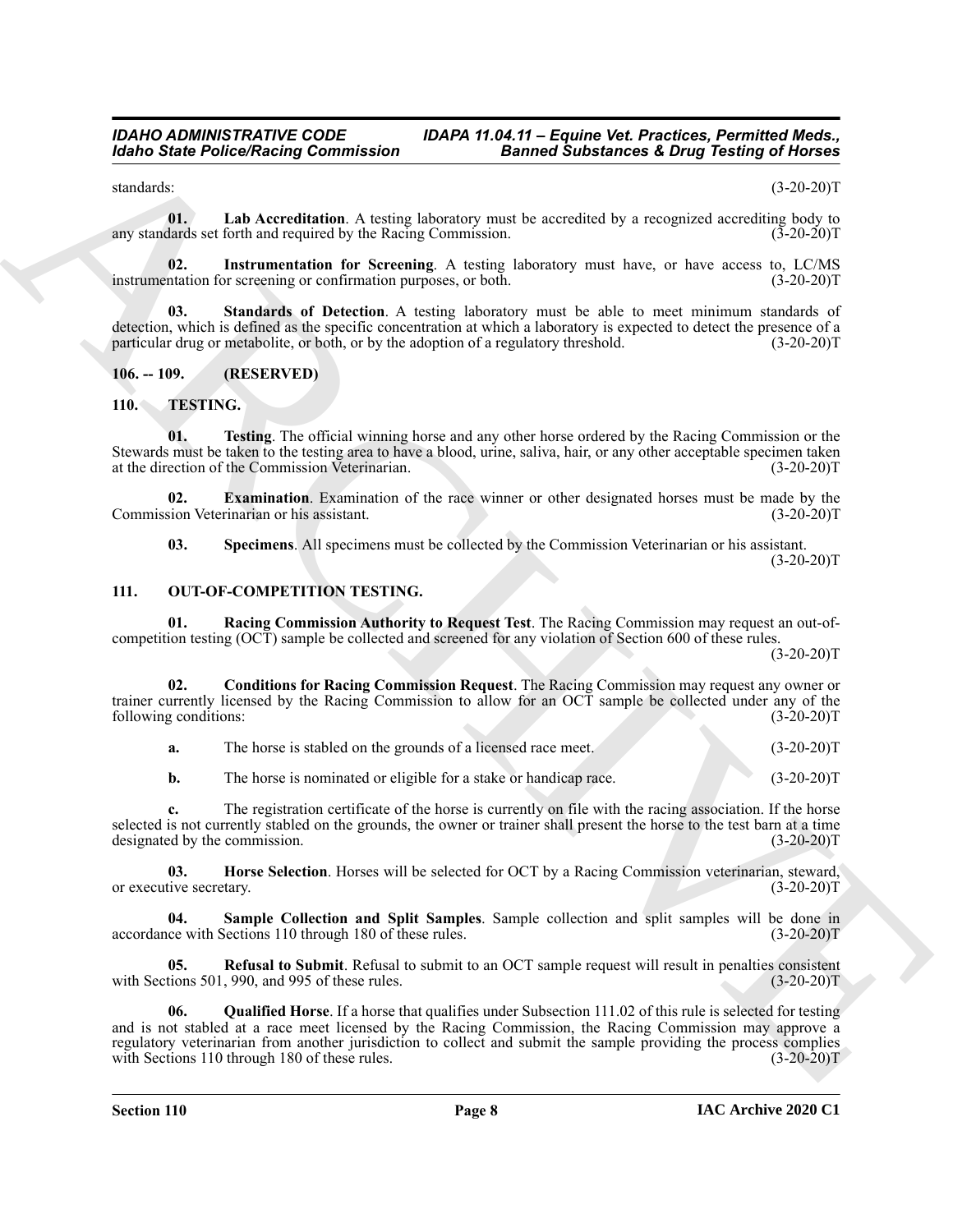standards: (3-20-20)T

**01. Lab Accreditation**. A testing laboratory must be accredited by a recognized accrediting body to any standards set forth and required by the Racing Commission. (3-20-20)T

**02. Instrumentation for Screening**. A testing laboratory must have, or have access to, LC/MS instrumentation for screening or confirmation purposes, or both. (3-20-20)T

**03. Standards of Detection**. A testing laboratory must be able to meet minimum standards of detection, which is defined as the specific concentration at which a laboratory is expected to detect the presence of a particular drug or metabolite, or both, or by the adoption of a regulatory threshold. (3-20-20)T

## 106. -- 109. (RESERVED)

## 110. TESTING.

**01. Testing**. The official winning horse and any other horse ordered by the Racing Commission or the Stewards must be taken to the testing area to have a blood, urine, saliva, hair, or any other acceptable specimen taken at the direction of the Commission Veterinarian. (3-20-20)T

**02. Examination**. Examination of the race winner or other designated horses must be made by the Commission Veterinarian or his assistant. (3-20-20)T

**03. Specimens**. All specimens must be collected by the Commission Veterinarian or his assistant. (3-20-20)T

## 111. OUT-OF-COMPETITION TESTING.

**01. Racing Commission Authority to Request Test**. The Racing Commission may request an out-of-competition testing (OCT) sample be collected and screened for any violation of Section 600 of these rules. (3-20-20)T

**02. Conditions for Racing Commission Request**. The Racing Commission may request any owner or trainer currently licensed by the Racing Commission to allow for an OCT sample be collected under any of the following conditions: (3-20-20)T

**a.** The horse is stabled on the grounds of a licensed race meet. (3-20-20)T

**b.** The horse is nominated or eligible for a stake or handicap race. (3-20-20)T

**c.** The registration certificate of the horse is currently on file with the racing association. If the horse selected is not currently stabled on the grounds, the owner or trainer shall present the horse to the test barn at a time designated by the commission. (3-20-20)T

**03. Horse Selection**. Horses will be selected for OCT by a Racing Commission veterinarian, steward, or executive secretary. (3-20-20)T

**04. Sample Collection and Split Samples**. Sample collection and split samples will be done in accordance with Sections 110 through 180 of these rules. (3-20-20)T

**05. Refusal to Submit**. Refusal to submit to an OCT sample request will result in penalties consistent with Sections 501, 990, and 995 of these rules. (3-20-20)T

**06. Qualified Horse**. If a horse that qualifies under Subsection 111.02 of this rule is selected for testing and is not stabled at a race meet licensed by the Racing Commission, the Racing Commission may approve a regulatory veterinarian from another jurisdiction to collect and submit the sample providing the process complies with Sections 110 through 180 of these rules. (3-20-20)T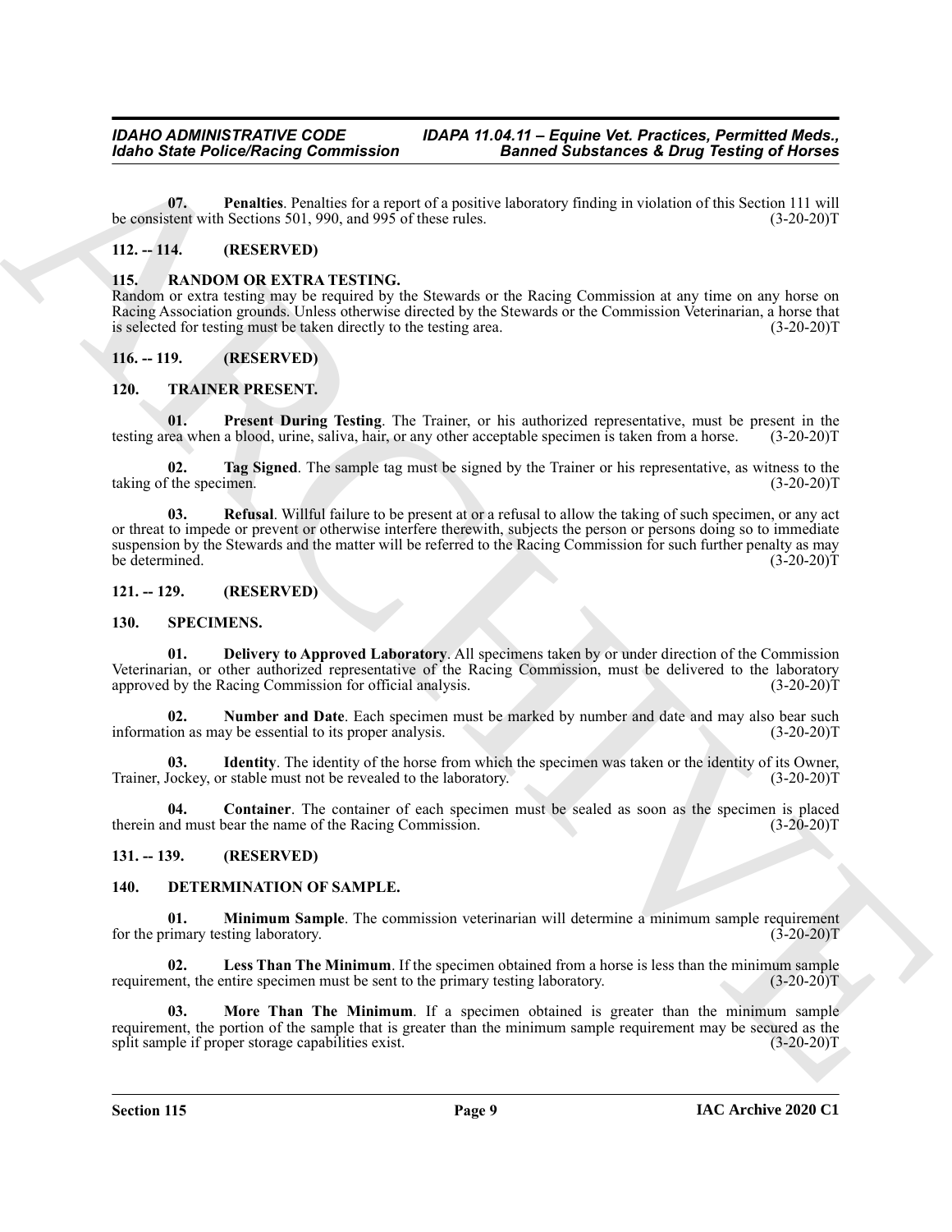**07. Penalties**. Penalties for a report of a positive laboratory finding in violation of this Section 111 will be consistent with Sections 501, 990, and 995 of these rules. (3-20-20)T

## 112. -- 114. (RESERVED)

## 115. RANDOM OR EXTRA TESTING.

Random or extra testing may be required by the Stewards or the Racing Commission at any time on any horse on Racing Association grounds. Unless otherwise directed by the Stewards or the Commission Veterinarian, a horse that is selected for testing must be taken directly to the testing area. (3-20-20)T

## 116. -- 119. (RESERVED)

## 120. TRAINER PRESENT.

**01. Present During Testing**. The Trainer, or his authorized representative, must be present in the testing area when a blood, urine, saliva, hair, or any other acceptable specimen is taken from a horse. (3-20-20)T

**02. Tag Signed**. The sample tag must be signed by the Trainer or his representative, as witness to the taking of the specimen. (3-20-20)T

**03. Refusal**. Willful failure to be present at or a refusal to allow the taking of such specimen, or any act or threat to impede or prevent or otherwise interfere therewith, subjects the person or persons doing so to immediate suspension by the Stewards and the matter will be referred to the Racing Commission for such further penalty as may be determined. (3-20-20)T

## 121. -- 129. (RESERVED)

## 130. SPECIMENS.

**01. Delivery to Approved Laboratory**. All specimens taken by or under direction of the Commission Veterinarian, or other authorized representative of the Racing Commission, must be delivered to the laboratory approved by the Racing Commission for official analysis. (3-20-20)T

**02. Number and Date**. Each specimen must be marked by number and date and may also bear such information as may be essential to its proper analysis. (3-20-20)T

**03. Identity**. The identity of the horse from which the specimen was taken or the identity of its Owner, Trainer, Jockey, or stable must not be revealed to the laboratory. (3-20-20)T

**04. Container**. The container of each specimen must be sealed as soon as the specimen is placed therein and must bear the name of the Racing Commission. (3-20-20)T

## 131. -- 139. (RESERVED)

## 140. DETERMINATION OF SAMPLE.

**01. Minimum Sample**. The commission veterinarian will determine a minimum sample requirement for the primary testing laboratory. (3-20-20)T

**02. Less Than The Minimum**. If the specimen obtained from a horse is less than the minimum sample requirement, the entire specimen must be sent to the primary testing laboratory. (3-20-20)T

**03. More Than The Minimum**. If a specimen obtained is greater than the minimum sample requirement, the portion of the sample that is greater than the minimum sample requirement may be secured as the split sample if proper storage capabilities exist. (3-20-20)T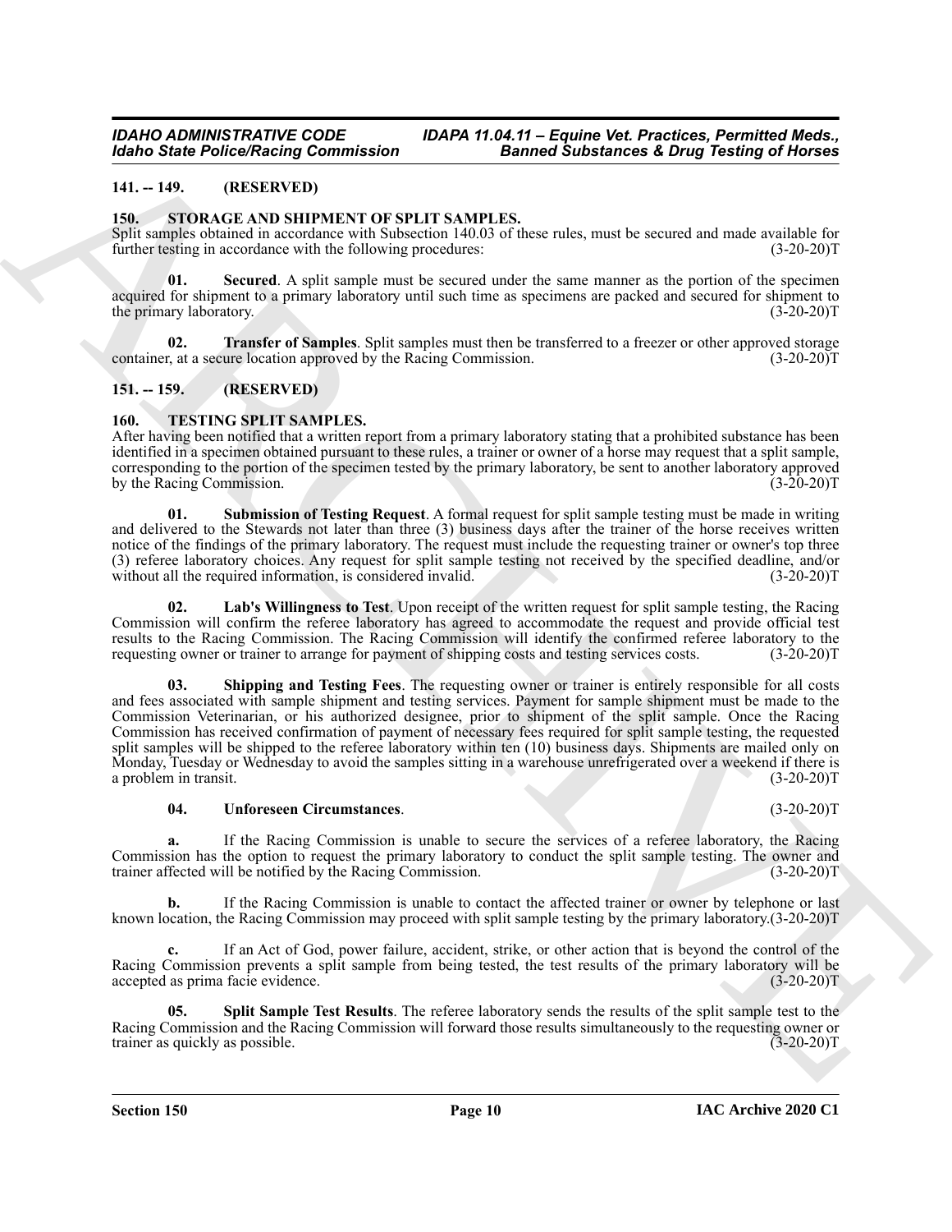## 141. -- 149. (RESERVED)

## 150. STORAGE AND SHIPMENT OF SPLIT SAMPLES.

Split samples obtained in accordance with Subsection 140.03 of these rules, must be secured and made available for further testing in accordance with the following procedures: (3-20-20)T

**01. Secured**. A split sample must be secured under the same manner as the portion of the specimen acquired for shipment to a primary laboratory until such time as specimens are packed and secured for shipment to the primary laboratory. (3-20-20)T

**02. Transfer of Samples**. Split samples must then be transferred to a freezer or other approved storage container, at a secure location approved by the Racing Commission. (3-20-20)T

## 151. -- 159. (RESERVED)

## 160. TESTING SPLIT SAMPLES.

After having been notified that a written report from a primary laboratory stating that a prohibited substance has been identified in a specimen obtained pursuant to these rules, a trainer or owner of a horse may request that a split sample, corresponding to the portion of the specimen tested by the primary laboratory, be sent to another laboratory approved by the Racing Commission. (3-20-20)T

**01. Submission of Testing Request**. A formal request for split sample testing must be made in writing and delivered to the Stewards not later than three (3) business days after the trainer of the horse receives written notice of the findings of the primary laboratory. The request must include the requesting trainer or owner's top three (3) referee laboratory choices. Any request for split sample testing not received by the specified deadline, and/or without all the required information, is considered invalid. (3-20-20)T

**02. Lab's Willingness to Test**. Upon receipt of the written request for split sample testing, the Racing Commission will confirm the referee laboratory has agreed to accommodate the request and provide official test results to the Racing Commission. The Racing Commission will identify the confirmed referee laboratory to the requesting owner or trainer to arrange for payment of shipping costs and testing services costs. (3-20-20)T

**03. Shipping and Testing Fees**. The requesting owner or trainer is entirely responsible for all costs and fees associated with sample shipment and testing services. Payment for sample shipment must be made to the Commission Veterinarian, or his authorized designee, prior to shipment of the split sample. Once the Racing Commission has received confirmation of payment of necessary fees required for split sample testing, the requested split samples will be shipped to the referee laboratory within ten (10) business days. Shipments are mailed only on Monday, Tuesday or Wednesday to avoid the samples sitting in a warehouse unrefrigerated over a weekend if there is a problem in transit. (3-20-20)T

**04. Unforeseen Circumstances**. (3-20-20)T

**a.** If the Racing Commission is unable to secure the services of a referee laboratory, the Racing Commission has the option to request the primary laboratory to conduct the split sample testing. The owner and trainer affected will be notified by the Racing Commission. (3-20-20)T

**b.** If the Racing Commission is unable to contact the affected trainer or owner by telephone or last known location, the Racing Commission may proceed with split sample testing by the primary laboratory.(3-20-20)T

**c.** If an Act of God, power failure, accident, strike, or other action that is beyond the control of the Racing Commission prevents a split sample from being tested, the test results of the primary laboratory will be accepted as prima facie evidence. (3-20-20)T

**05. Split Sample Test Results**. The referee laboratory sends the results of the split sample test to the Racing Commission and the Racing Commission will forward those results simultaneously to the requesting owner or trainer as quickly as possible. (3-20-20)T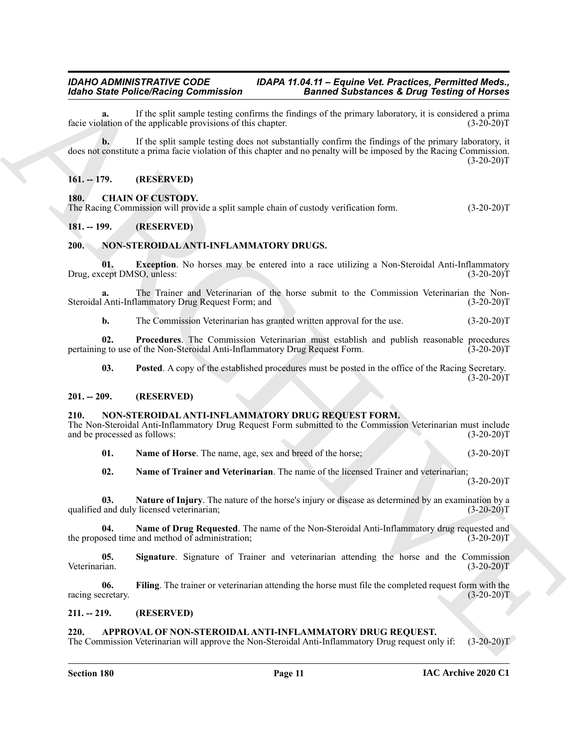**a.** If the split sample testing confirms the findings of the primary laboratory, it is considered a prima facie violation of the applicable provisions of this chapter. (3-20-20)T

**b.** If the split sample testing does not substantially confirm the findings of the primary laboratory, it does not constitute a prima facie violation of this chapter and no penalty will be imposed by the Racing Commission. (3-20-20)T

## 161. -- 179. (RESERVED)

## 180. CHAIN OF CUSTODY.

The Racing Commission will provide a split sample chain of custody verification form. (3-20-20)T

## 181. -- 199. (RESERVED)

## 200. NON-STEROIDAL ANTI-INFLAMMATORY DRUGS.

**01. Exception**. No horses may be entered into a race utilizing a Non-Steroidal Anti-Inflammatory Drug, except DMSO, unless: (3-20-20)T

**a.** The Trainer and Veterinarian of the horse submit to the Commission Veterinarian the Non-Steroidal Anti-Inflammatory Drug Request Form; and (3-20-20)T

**b.** The Commission Veterinarian has granted written approval for the use. (3-20-20)T

**02. Procedures**. The Commission Veterinarian must establish and publish reasonable procedures pertaining to use of the Non-Steroidal Anti-Inflammatory Drug Request Form. (3-20-20)T

**03. Posted**. A copy of the established procedures must be posted in the office of the Racing Secretary. (3-20-20)T

## 201. -- 209. (RESERVED)

## 210. NON-STEROIDAL ANTI-INFLAMMATORY DRUG REQUEST FORM.

The Non-Steroidal Anti-Inflammatory Drug Request Form submitted to the Commission Veterinarian must include and be processed as follows: (3-20-20)T

**01. Name of Horse**. The name, age, sex and breed of the horse; (3-20-20)T

**02. Name of Trainer and Veterinarian**. The name of the licensed Trainer and veterinarian; (3-20-20)T

**03. Nature of Injury**. The nature of the horse's injury or disease as determined by an examination by a qualified and duly licensed veterinarian; (3-20-20)T

**04. Name of Drug Requested**. The name of the Non-Steroidal Anti-Inflammatory drug requested and the proposed time and method of administration; (3-20-20)T

**05. Signature**. Signature of Trainer and veterinarian attending the horse and the Commission Veterinarian. (3-20-20)T

**06. Filing**. The trainer or veterinarian attending the horse must file the completed request form with the racing secretary. (3-20-20)T

## 211. -- 219. (RESERVED)

## 220. APPROVAL OF NON-STEROIDAL ANTI-INFLAMMATORY DRUG REQUEST.

The Commission Veterinarian will approve the Non-Steroidal Anti-Inflammatory Drug request only if: (3-20-20)T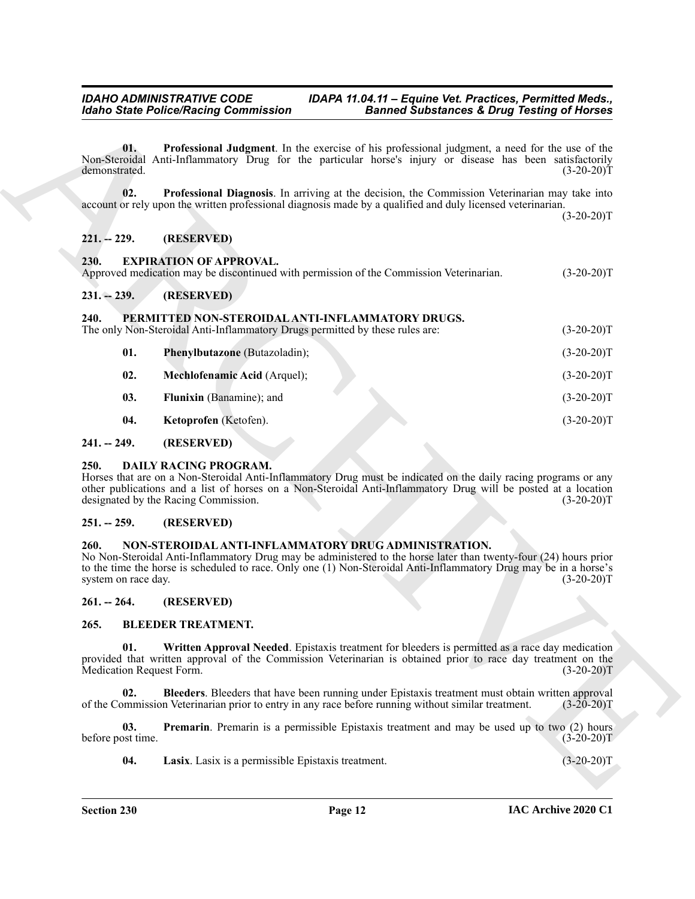**01. Professional Judgment**. In the exercise of his professional judgment, a need for the use of the Non-Steroidal Anti-Inflammatory Drug for the particular horse's injury or disease has been satisfactorily demonstrated. (3-20-20)T

**02. Professional Diagnosis**. In arriving at the decision, the Commission Veterinarian may take into account or rely upon the written professional diagnosis made by a qualified and duly licensed veterinarian. (3-20-20)T

## 221. -- 229. (RESERVED)

## 230. EXPIRATION OF APPROVAL.

Approved medication may be discontinued with permission of the Commission Veterinarian. (3-20-20)T

## 231. -- 239. (RESERVED)

## 240. PERMITTED NON-STEROIDAL ANTI-INFLAMMATORY DRUGS.

The only Non-Steroidal Anti-Inflammatory Drugs permitted by these rules are: (3-20-20)T

**01. Phenylbutazone** (Butazoladin); (3-20-20)T

**02. Mechlofenamic Acid** (Arquel); (3-20-20)T

**03. Flunixin** (Banamine); and (3-20-20)T

**04. Ketoprofen** (Ketofen). (3-20-20)T

## 241. -- 249. (RESERVED)

## 250. DAILY RACING PROGRAM.

Horses that are on a Non-Steroidal Anti-Inflammatory Drug must be indicated on the daily racing programs or any other publications and a list of horses on a Non-Steroidal Anti-Inflammatory Drug will be posted at a location designated by the Racing Commission. (3-20-20)T

## 251. -- 259. (RESERVED)

## 260. NON-STEROIDAL ANTI-INFLAMMATORY DRUG ADMINISTRATION.

No Non-Steroidal Anti-Inflammatory Drug may be administered to the horse later than twenty-four (24) hours prior to the time the horse is scheduled to race. Only one (1) Non-Steroidal Anti-Inflammatory Drug may be in a horse's system on race day. (3-20-20)T

## 261. -- 264. (RESERVED)

## 265. BLEEDER TREATMENT.

**01. Written Approval Needed**. Epistaxis treatment for bleeders is permitted as a race day medication provided that written approval of the Commission Veterinarian is obtained prior to race day treatment on the Medication Request Form. (3-20-20)T

**02. Bleeders**. Bleeders that have been running under Epistaxis treatment must obtain written approval of the Commission Veterinarian prior to entry in any race before running without similar treatment. (3-20-20)T

**03. Premarin**. Premarin is a permissible Epistaxis treatment and may be used up to two (2) hours before post time. (3-20-20)T

**04. Lasix**. Lasix is a permissible Epistaxis treatment. (3-20-20)T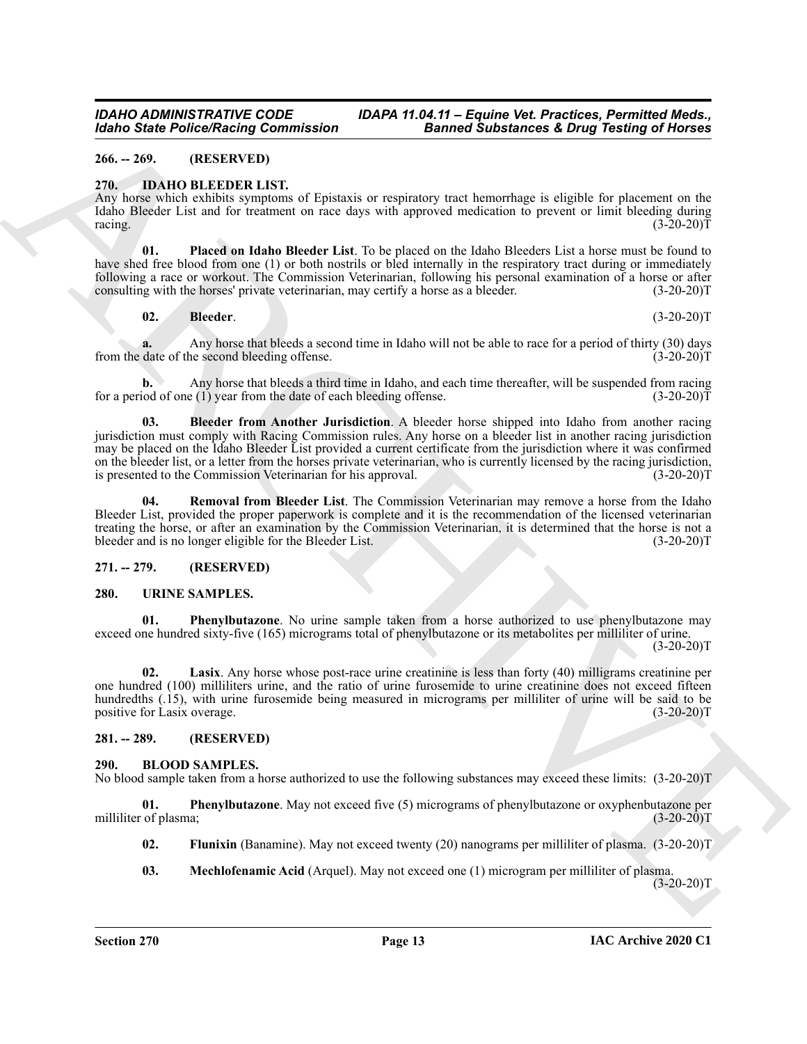## 266. -- 269. (RESERVED)

## 270. IDAHO BLEEDER LIST.

Any horse which exhibits symptoms of Epistaxis or respiratory tract hemorrhage is eligible for placement on the Idaho Bleeder List and for treatment on race days with approved medication to prevent or limit bleeding during racing. (3-20-20)T

**01. Placed on Idaho Bleeder List**. To be placed on the Idaho Bleeders List a horse must be found to have shed free blood from one (1) or both nostrils or bled internally in the respiratory tract during or immediately following a race or workout. The Commission Veterinarian, following his personal examination of a horse or after consulting with the horses' private veterinarian, may certify a horse as a bleeder. (3-20-20)T

**02. Bleeder**. (3-20-20)T

**a.** Any horse that bleeds a second time in Idaho will not be able to race for a period of thirty (30) days from the date of the second bleeding offense. (3-20-20)T

**b.** Any horse that bleeds a third time in Idaho, and each time thereafter, will be suspended from racing for a period of one (1) year from the date of each bleeding offense. (3-20-20)T

**03. Bleeder from Another Jurisdiction**. A bleeder horse shipped into Idaho from another racing jurisdiction must comply with Racing Commission rules. Any horse on a bleeder list in another racing jurisdiction may be placed on the Idaho Bleeder List provided a current certificate from the jurisdiction where it was confirmed on the bleeder list, or a letter from the horses private veterinarian, who is currently licensed by the racing jurisdiction, is presented to the Commission Veterinarian for his approval. (3-20-20)T

**04. Removal from Bleeder List**. The Commission Veterinarian may remove a horse from the Idaho Bleeder List, provided the proper paperwork is complete and it is the recommendation of the licensed veterinarian treating the horse, or after an examination by the Commission Veterinarian, it is determined that the horse is not a bleeder and is no longer eligible for the Bleeder List. (3-20-20)T

## 271. -- 279. (RESERVED)

## 280. URINE SAMPLES.

**01. Phenylbutazone**. No urine sample taken from a horse authorized to use phenylbutazone may exceed one hundred sixty-five (165) micrograms total of phenylbutazone or its metabolites per milliliter of urine. (3-20-20)T

**02. Lasix**. Any horse whose post-race urine creatinine is less than forty (40) milligrams creatinine per one hundred (100) milliliters urine, and the ratio of urine furosemide to urine creatinine does not exceed fifteen hundredths (.15), with urine furosemide being measured in micrograms per milliliter of urine will be said to be positive for Lasix overage. (3-20-20)T

## 281. -- 289. (RESERVED)

## 290. BLOOD SAMPLES.

No blood sample taken from a horse authorized to use the following substances may exceed these limits: (3-20-20)T

**01. Phenylbutazone**. May not exceed five (5) micrograms of phenylbutazone or oxyphenbutazone per milliliter of plasma; (3-20-20)T

**02. Flunixin** (Banamine). May not exceed twenty (20) nanograms per milliliter of plasma. (3-20-20)T

**03. Mechlofenamic Acid** (Arquel). May not exceed one (1) microgram per milliliter of plasma. (3-20-20)T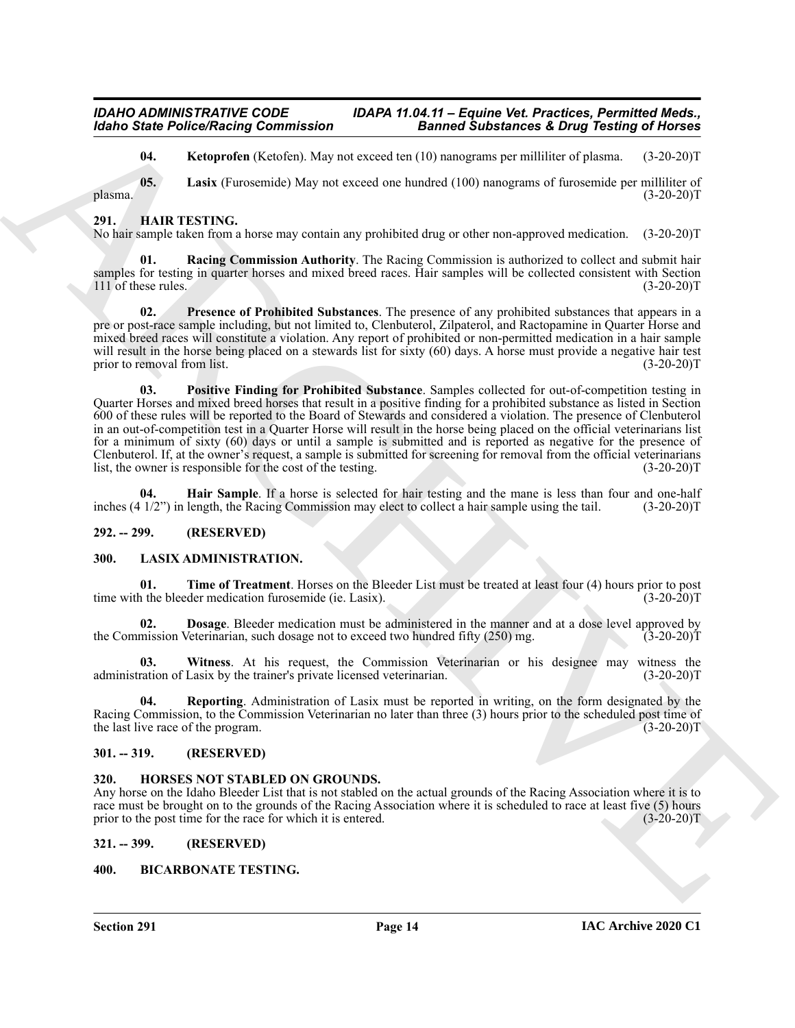**04. Ketoprofen** (Ketofen). May not exceed ten (10) nanograms per milliliter of plasma. (3-20-20)T

**05. Lasix** (Furosemide) May not exceed one hundred (100) nanograms of furosemide per milliliter of plasma. (3-20-20)T

## 291. HAIR TESTING.

No hair sample taken from a horse may contain any prohibited drug or other non-approved medication. (3-20-20)T

**01. Racing Commission Authority**. The Racing Commission is authorized to collect and submit hair samples for testing in quarter horses and mixed breed races. Hair samples will be collected consistent with Section 111 of these rules. (3-20-20)T

**02. Presence of Prohibited Substances**. The presence of any prohibited substances that appears in a pre or post-race sample including, but not limited to, Clenbuterol, Zilpaterol, and Ractopamine in Quarter Horse and mixed breed races will constitute a violation. Any report of prohibited or non-permitted medication in a hair sample will result in the horse being placed on a stewards list for sixty (60) days. A horse must provide a negative hair test prior to removal from list. (3-20-20)T

**03. Positive Finding for Prohibited Substance**. Samples collected for out-of-competition testing in Quarter Horses and mixed breed horses that result in a positive finding for a prohibited substance as listed in Section 600 of these rules will be reported to the Board of Stewards and considered a violation. The presence of Clenbuterol in an out-of-competition test in a Quarter Horse will result in the horse being placed on the official veterinarians list for a minimum of sixty (60) days or until a sample is submitted and is reported as negative for the presence of Clenbuterol. If, at the owner's request, a sample is submitted for screening for removal from the official veterinarians list, the owner is responsible for the cost of the testing. (3-20-20)T

**04. Hair Sample**. If a horse is selected for hair testing and the mane is less than four and one-half inches (4 1/2") in length, the Racing Commission may elect to collect a hair sample using the tail. (3-20-20)T

## 292. -- 299. (RESERVED)

## 300. LASIX ADMINISTRATION.

**01. Time of Treatment**. Horses on the Bleeder List must be treated at least four (4) hours prior to post time with the bleeder medication furosemide (ie. Lasix). (3-20-20)T

**02. Dosage**. Bleeder medication must be administered in the manner and at a dose level approved by the Commission Veterinarian, such dosage not to exceed two hundred fifty (250) mg. (3-20-20)T

**03. Witness**. At his request, the Commission Veterinarian or his designee may witness the administration of Lasix by the trainer's private licensed veterinarian. (3-20-20)T

**04. Reporting**. Administration of Lasix must be reported in writing, on the form designated by the Racing Commission, to the Commission Veterinarian no later than three (3) hours prior to the scheduled post time of the last live race of the program. (3-20-20)T

## 301. -- 319. (RESERVED)

## 320. HORSES NOT STABLED ON GROUNDS.

Any horse on the Idaho Bleeder List that is not stabled on the actual grounds of the Racing Association where it is to race must be brought on to the grounds of the Racing Association where it is scheduled to race at least five (5) hours prior to the post time for the race for which it is entered. (3-20-20)T

## 321. -- 399. (RESERVED)

## 400. BICARBONATE TESTING.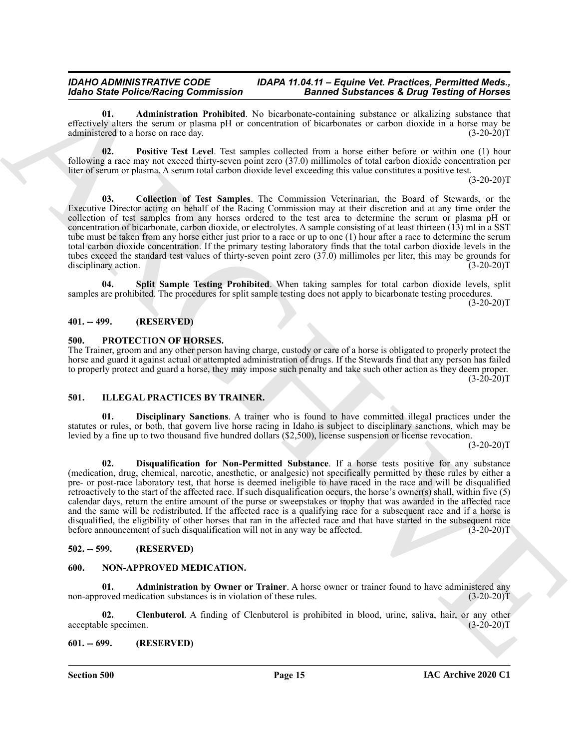**01. Administration Prohibited**. No bicarbonate-containing substance or alkalizing substance that effectively alters the serum or plasma pH or concentration of bicarbonates or carbon dioxide in a horse may be administered to a horse on race day. (3-20-20)T

**02. Positive Test Level**. Test samples collected from a horse either before or within one (1) hour following a race may not exceed thirty-seven point zero (37.0) millimoles of total carbon dioxide concentration per liter of serum or plasma. A serum total carbon dioxide level exceeding this value constitutes a positive test. (3-20-20)T

**03. Collection of Test Samples**. The Commission Veterinarian, the Board of Stewards, or the Executive Director acting on behalf of the Racing Commission may at their discretion and at any time order the collection of test samples from any horses ordered to the test area to determine the serum or plasma pH or concentration of bicarbonate, carbon dioxide, or electrolytes. A sample consisting of at least thirteen (13) ml in a SST tube must be taken from any horse either just prior to a race or up to one (1) hour after a race to determine the serum total carbon dioxide concentration. If the primary testing laboratory finds that the total carbon dioxide levels in the tubes exceed the standard test values of thirty-seven point zero (37.0) millimoles per liter, this may be grounds for disciplinary action. (3-20-20)T

**04. Split Sample Testing Prohibited**. When taking samples for total carbon dioxide levels, split samples are prohibited. The procedures for split sample testing does not apply to bicarbonate testing procedures. (3-20-20)T

## 401. -- 499. (RESERVED)

## 500. PROTECTION OF HORSES.

The Trainer, groom and any other person having charge, custody or care of a horse is obligated to properly protect the horse and guard it against actual or attempted administration of drugs. If the Stewards find that any person has failed to properly protect and guard a horse, they may impose such penalty and take such other action as they deem proper. (3-20-20)T

## 501. ILLEGAL PRACTICES BY TRAINER.

**01. Disciplinary Sanctions**. A trainer who is found to have committed illegal practices under the statutes or rules, or both, that govern live horse racing in Idaho is subject to disciplinary sanctions, which may be levied by a fine up to two thousand five hundred dollars ($2,500), license suspension or license revocation. (3-20-20)T

**02. Disqualification for Non-Permitted Substance**. If a horse tests positive for any substance (medication, drug, chemical, narcotic, anesthetic, or analgesic) not specifically permitted by these rules by either a pre- or post-race laboratory test, that horse is deemed ineligible to have raced in the race and will be disqualified retroactively to the start of the affected race. If such disqualification occurs, the horse's owner(s) shall, within five (5) calendar days, return the entire amount of the purse or sweepstakes or trophy that was awarded in the affected race and the same will be redistributed. If the affected race is a qualifying race for a subsequent race and if a horse is disqualified, the eligibility of other horses that ran in the affected race and that have started in the subsequent race before announcement of such disqualification will not in any way be affected. (3-20-20)T

## 502. -- 599. (RESERVED)

## 600. NON-APPROVED MEDICATION.

**01. Administration by Owner or Trainer**. A horse owner or trainer found to have administered any non-approved medication substances is in violation of these rules. (3-20-20)T

**02. Clenbuterol**. A finding of Clenbuterol is prohibited in blood, urine, saliva, hair, or any other acceptable specimen. (3-20-20)T

## 601. -- 699. (RESERVED)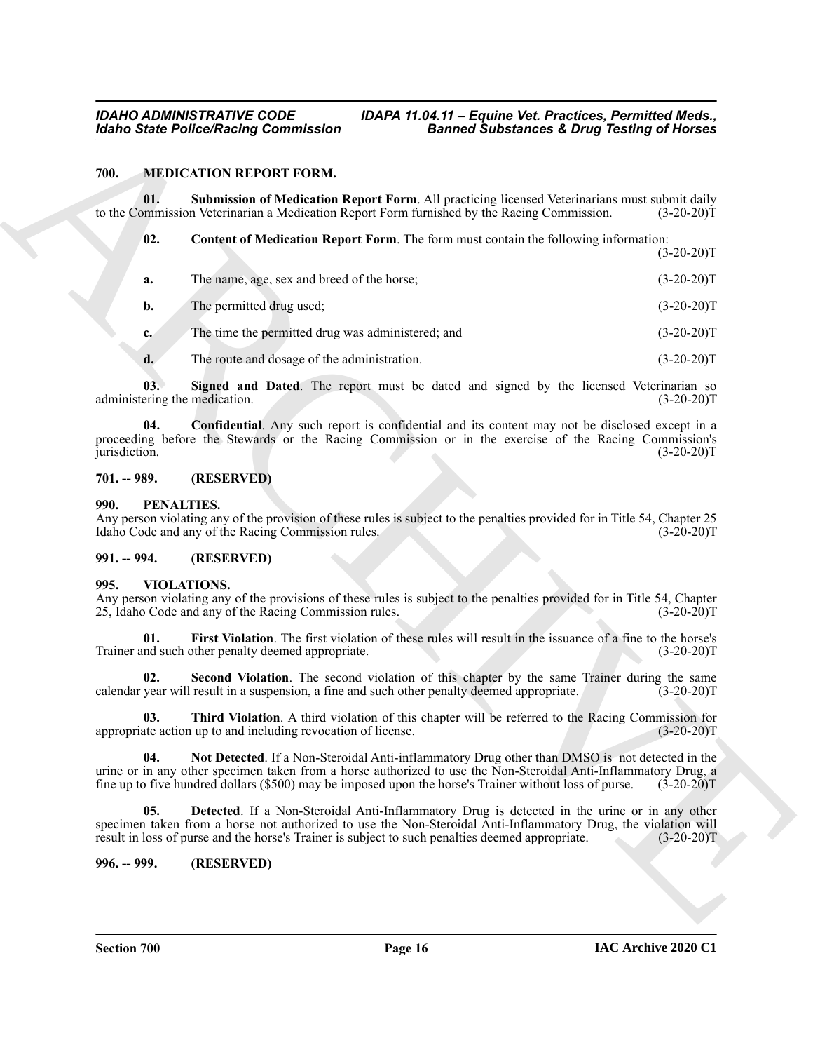## 700. MEDICATION REPORT FORM.

**01. Submission of Medication Report Form**. All practicing licensed Veterinarians must submit daily to the Commission Veterinarian a Medication Report Form furnished by the Racing Commission. (3-20-20)T

**02. Content of Medication Report Form**. The form must contain the following information: (3-20-20)T

**a.** The name, age, sex and breed of the horse; (3-20-20)T

**b.** The permitted drug used; (3-20-20)T

**c.** The time the permitted drug was administered; and (3-20-20)T

**d.** The route and dosage of the administration. (3-20-20)T

**03. Signed and Dated**. The report must be dated and signed by the licensed Veterinarian so administering the medication. (3-20-20)T

**04. Confidential**. Any such report is confidential and its content may not be disclosed except in a proceeding before the Stewards or the Racing Commission or in the exercise of the Racing Commission's jurisdiction. (3-20-20)T

## 701. -- 989. (RESERVED)

## 990. PENALTIES.

Any person violating any of the provision of these rules is subject to the penalties provided for in Title 54, Chapter 25 Idaho Code and any of the Racing Commission rules. (3-20-20)T

## 991. -- 994. (RESERVED)

## 995. VIOLATIONS.

Any person violating any of the provisions of these rules is subject to the penalties provided for in Title 54, Chapter 25, Idaho Code and any of the Racing Commission rules. (3-20-20)T

**01. First Violation**. The first violation of these rules will result in the issuance of a fine to the horse's Trainer and such other penalty deemed appropriate. (3-20-20)T

**02. Second Violation**. The second violation of this chapter by the same Trainer during the same calendar year will result in a suspension, a fine and such other penalty deemed appropriate. (3-20-20)T

**03. Third Violation**. A third violation of this chapter will be referred to the Racing Commission for appropriate action up to and including revocation of license. (3-20-20)T

**04. Not Detected**. If a Non-Steroidal Anti-inflammatory Drug other than DMSO is not detected in the urine or in any other specimen taken from a horse authorized to use the Non-Steroidal Anti-Inflammatory Drug, a fine up to five hundred dollars ($500) may be imposed upon the horse's Trainer without loss of purse. (3-20-20)T

**05. Detected**. If a Non-Steroidal Anti-Inflammatory Drug is detected in the urine or in any other specimen taken from a horse not authorized to use the Non-Steroidal Anti-Inflammatory Drug, the violation will result in loss of purse and the horse's Trainer is subject to such penalties deemed appropriate. (3-20-20)T

## 996. -- 999. (RESERVED)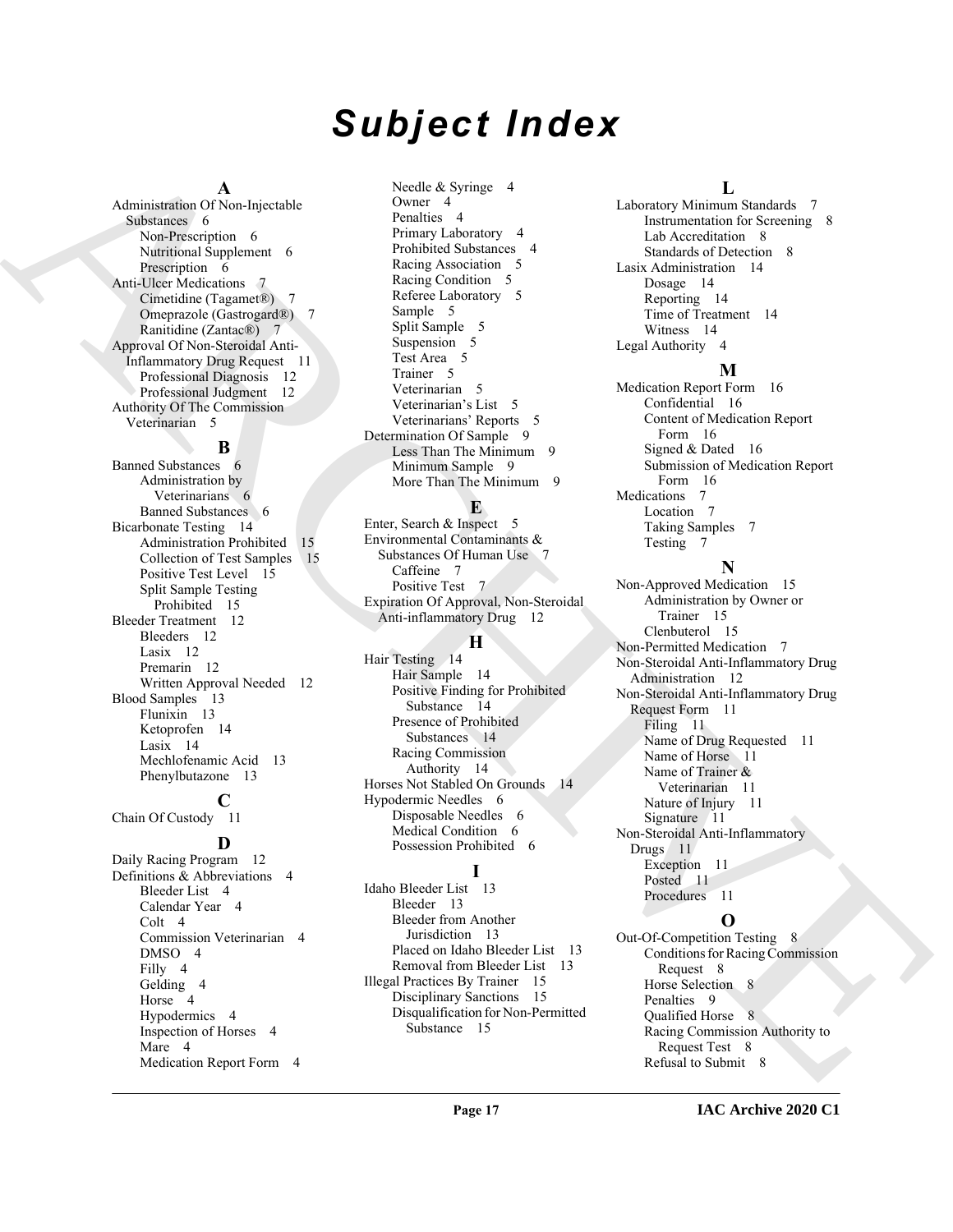# Subject Index

## A

Administration Of Non-Injectable Substances 6
- Non-Prescription 6
- Nutritional Supplement 6
- Prescription 6

Anti-Ulcer Medications 7
- Cimetidine (Tagamet®) 7
- Omeprazole (Gastrogard®) 7
- Ranitidine (Zantac®) 7

Approval Of Non-Steroidal Anti-Inflammatory Drug Request 11
- Professional Diagnosis 12
- Professional Judgment 12

Authority Of The Commission Veterinarian 5

## B

Banned Substances 6
- Administration by Veterinarians 6
- Banned Substances 6

Bicarbonate Testing 14
- Administration Prohibited 15
- Collection of Test Samples 15
- Positive Test Level 15
- Split Sample Testing Prohibited 15

Bleeder Treatment 12
- Bleeders 12
- Lasix 12
- Premarin 12
- Written Approval Needed 12

Blood Samples 13
- Flunixin 13
- Ketoprofen 14
- Lasix 14
- Mechlofenamic Acid 13
- Phenylbutazone 13

## C

Chain Of Custody 11

## D

Daily Racing Program 12

Definitions & Abbreviations 4
- Bleeder List 4
- Calendar Year 4
- Colt 4
- Commission Veterinarian 4
- DMSO 4
- Filly 4
- Gelding 4
- Horse 4
- Hypodermics 4
- Inspection of Horses 4
- Mare 4
- Medication Report Form 4
- Needle & Syringe 4
- Owner 4
- Penalties 4
- Primary Laboratory 4
- Prohibited Substances 4
- Racing Association 5
- Racing Condition 5
- Referee Laboratory 5
- Sample 5
- Split Sample 5
- Suspension 5
- Test Area 5
- Trainer 5
- Veterinarian 5
- Veterinarian's List 5
- Veterinarians' Reports 5

Determination Of Sample 9
- Less Than The Minimum 9
- Minimum Sample 9
- More Than The Minimum 9

## E

Enter, Search & Inspect 5

Environmental Contaminants & Substances Of Human Use 7
- Caffeine 7
- Positive Test 7

Expiration Of Approval, Non-Steroidal Anti-inflammatory Drug 12

## H

Hair Testing 14
- Hair Sample 14
- Positive Finding for Prohibited Substance 14
- Presence of Prohibited Substances 14
- Racing Commission Authority 14

Horses Not Stabled On Grounds 14

Hypodermic Needles 6
- Disposable Needles 6
- Medical Condition 6
- Possession Prohibited 6

## I

Idaho Bleeder List 13
- Bleeder 13
- Bleeder from Another Jurisdiction 13
- Placed on Idaho Bleeder List 13
- Removal from Bleeder List 13

Illegal Practices By Trainer 15
- Disciplinary Sanctions 15
- Disqualification for Non-Permitted Substance 15

## L

Laboratory Minimum Standards 7
- Instrumentation for Screening 8
- Lab Accreditation 8
- Standards of Detection 8

Lasix Administration 14
- Dosage 14
- Reporting 14
- Time of Treatment 14
- Witness 14

Legal Authority 4

## M

Medication Report Form 16
- Confidential 16
- Content of Medication Report Form 16
- Signed & Dated 16
- Submission of Medication Report Form 16

Medications 7
- Location 7
- Taking Samples 7
- Testing 7

## N

Non-Approved Medication 15
- Administration by Owner or Trainer 15
- Clenbuterol 15

Non-Permitted Medication 7

Non-Steroidal Anti-Inflammatory Drug Administration 12

Non-Steroidal Anti-Inflammatory Drug Request Form 11
- Filing 11
- Name of Drug Requested 11
- Name of Horse 11
- Name of Trainer & Veterinarian 11
- Nature of Injury 11
- Signature 11

Non-Steroidal Anti-Inflammatory Drugs 11
- Exception 11
- Posted 11
- Procedures 11

## O

Out-Of-Competition Testing 8
- Conditions for Racing Commission Request 8
- Horse Selection 8
- Penalties 9
- Qualified Horse 8
- Racing Commission Authority to Request Test 8
- Refusal to Submit 8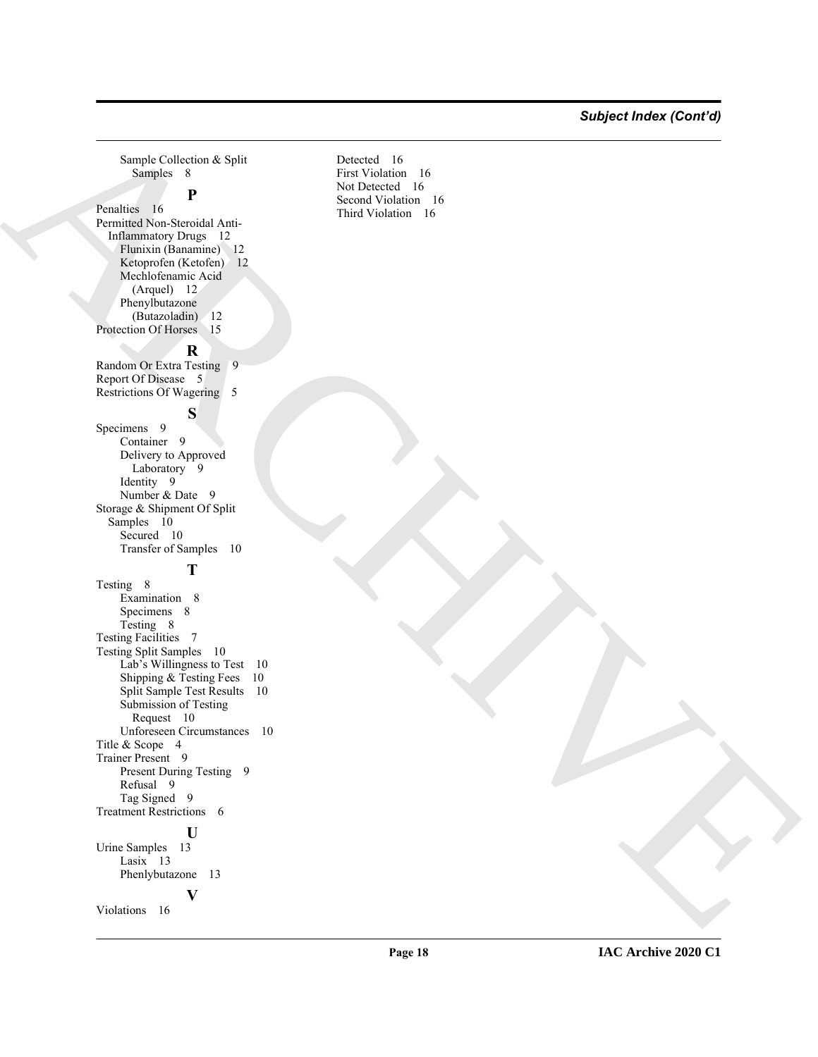## Subject Index (Cont'd)

Sample Collection & Split Samples 8

**P**

Penalties 16

Permitted Non-Steroidal Anti-Inflammatory Drugs 12
- Flunixin (Banamine) 12
- Ketoprofen (Ketofen) 12
- Mechlofenamic Acid (Arquel) 12
- Phenylbutazone (Butazoladin) 12

Protection Of Horses 15

**R**

Random Or Extra Testing 9

Report Of Disease 5

Restrictions Of Wagering 5

**S**

Specimens 9
- Container 9
- Delivery to Approved Laboratory 9
- Identity 9
- Number & Date 9

Storage & Shipment Of Split Samples 10
- Secured 10
- Transfer of Samples 10

**T**

Testing 8
- Examination 8
- Specimens 8
- Testing 8

Testing Facilities 7

Testing Split Samples 10
- Lab's Willingness to Test 10
- Shipping & Testing Fees 10
- Split Sample Test Results 10
- Submission of Testing Request 10
- Unforeseen Circumstances 10

Title & Scope 4

Trainer Present 9
- Present During Testing 9
- Refusal 9
- Tag Signed 9

Treatment Restrictions 6

**U**

Urine Samples 13
- Lasix 13
- Phenlybutazone 13

**V**

Violations 16
- Detected 16
- First Violation 16
- Not Detected 16
- Second Violation 16
- Third Violation 16